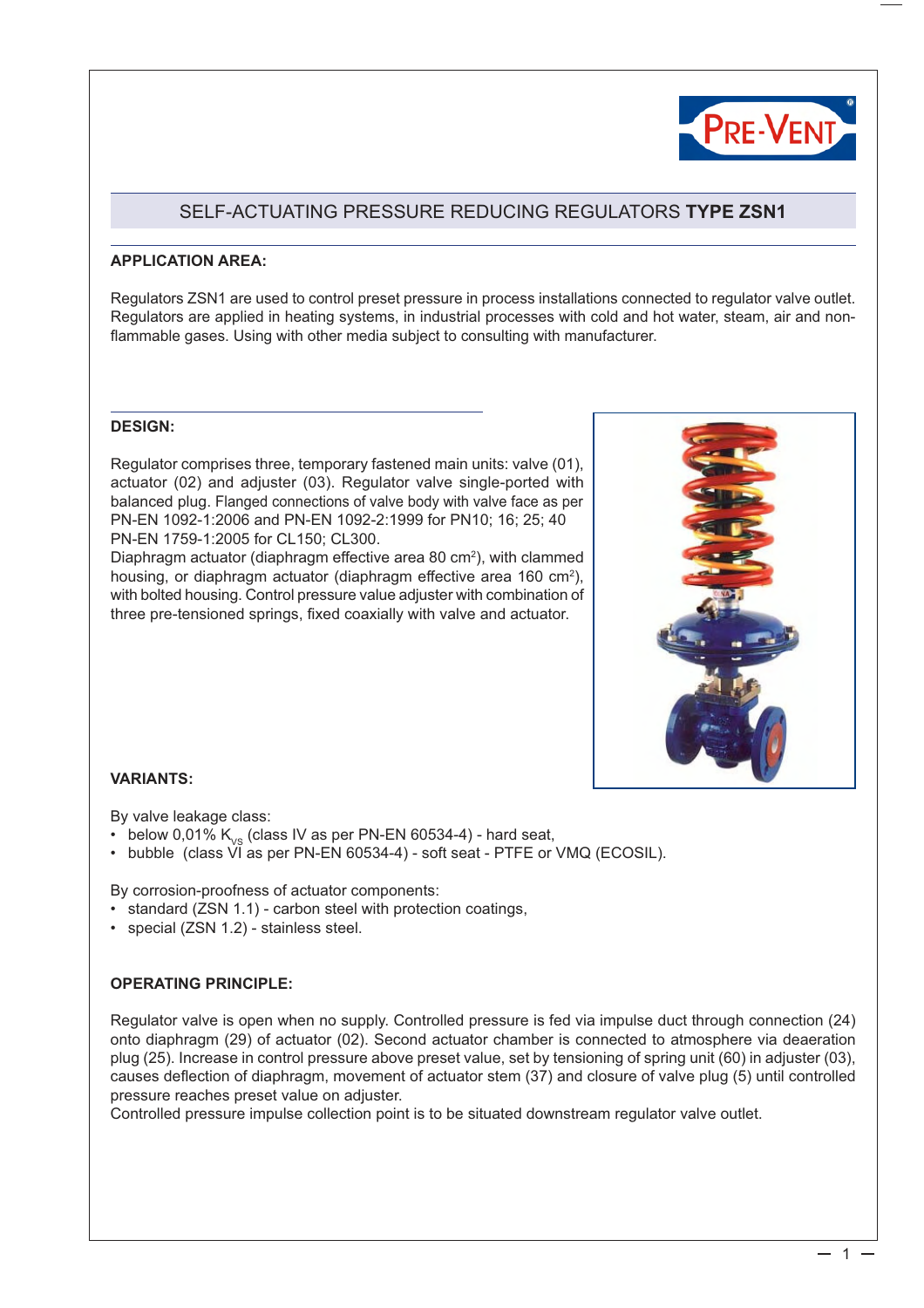# SELF-ACTUATING PRESSURE REDUCING REGULATORS **TYPE ZSN1**

## APPLICATION AREA:

Regulators ZSN1 are used to control preset pressure in process installations connected to regulator valve outlet. Regulators are applied in heating systems, in industrial processes with cold and hot water, steam, air and non-flammable gases. Using with other media subject to consulting with manufacturer.

## DESIGN:

Regulator comprises three, temporary fastened main units: valve (01), actuator (02) and adjuster (03). Regulator valve single-ported with balanced plug. Flanged connections of valve body with valve face as per PN-EN 1092-1:2006 and PN-EN 1092-2:1999 for PN10; 16; 25; 40 PN-EN 1759-1:2005 for CL150; CL300.
Diaphragm actuator (diaphragm effective area 80 $cm^2$), with clammed housing, or diaphragm actuator (diaphragm effective area 160 $cm^2$), with bolted housing. Control pressure value adjuster with combination of three pre-tensioned springs, fixed coaxially with valve and actuator.

## VARIANTS:

By valve leakage class:
- below 0,01% $K_{VS}$ (class IV as per PN-EN 60534-4) - hard seat,
- bubble (class VI as per PN-EN 60534-4) - soft seat - PTFE or VMQ (ECOSIL).

By corrosion-proofness of actuator components:
- standard (ZSN 1.1) - carbon steel with protection coatings,
- special (ZSN 1.2) - stainless steel.

## OPERATING PRINCIPLE:

Regulator valve is open when no supply. Controlled pressure is fed via impulse duct through connection (24) onto diaphragm (29) of actuator (02). Second actuator chamber is connected to atmosphere via deaeration plug (25). Increase in control pressure above preset value, set by tensioning of spring unit (60) in adjuster (03), causes deflection of diaphragm, movement of actuator stem (37) and closure of valve plug (5) until controlled pressure reaches preset value on adjuster.
Controlled pressure impulse collection point is to be situated downstream regulator valve outlet.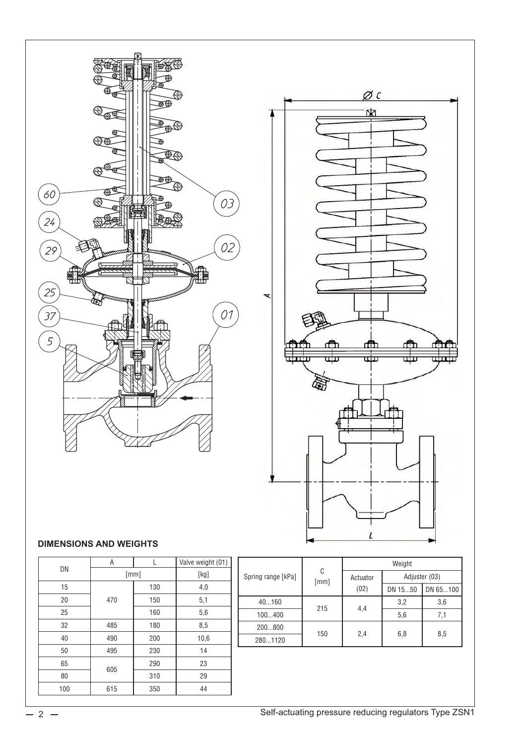## DIMENSIONS AND WEIGHTS

| DN | A | L | Valve weight (01) |
|---|---|---|---|
| | [mm] | | [kg] |
| 15 | 470 | 130 | 4,0 |
| 20 | | 150 | 5,1 |
| 25 | | 160 | 5,6 |
| 32 | 485 | 180 | 8,5 |
| 40 | 490 | 200 | 10,6 |
| 50 | 495 | 230 | 14 |
| 65 | 605 | 290 | 23 |
| 80 | | 310 | 29 |
| 100 | 615 | 350 | 44 |

| Spring range [kPa] | C [mm] | Weight | | |
|---|---|---|---|---|
| | | Actuator (02) | Adjuster (03) | |
| | | | DN 15...50 | DN 65...100 |
| 40...160 | 215 | 4,4 | 3,2 | 3,6 |
| 100...400 | | | 5,6 | 7,1 |
| 200...800 | 150 | 2,4 | 6,8 | 8,5 |
| 280...1120 | | | | |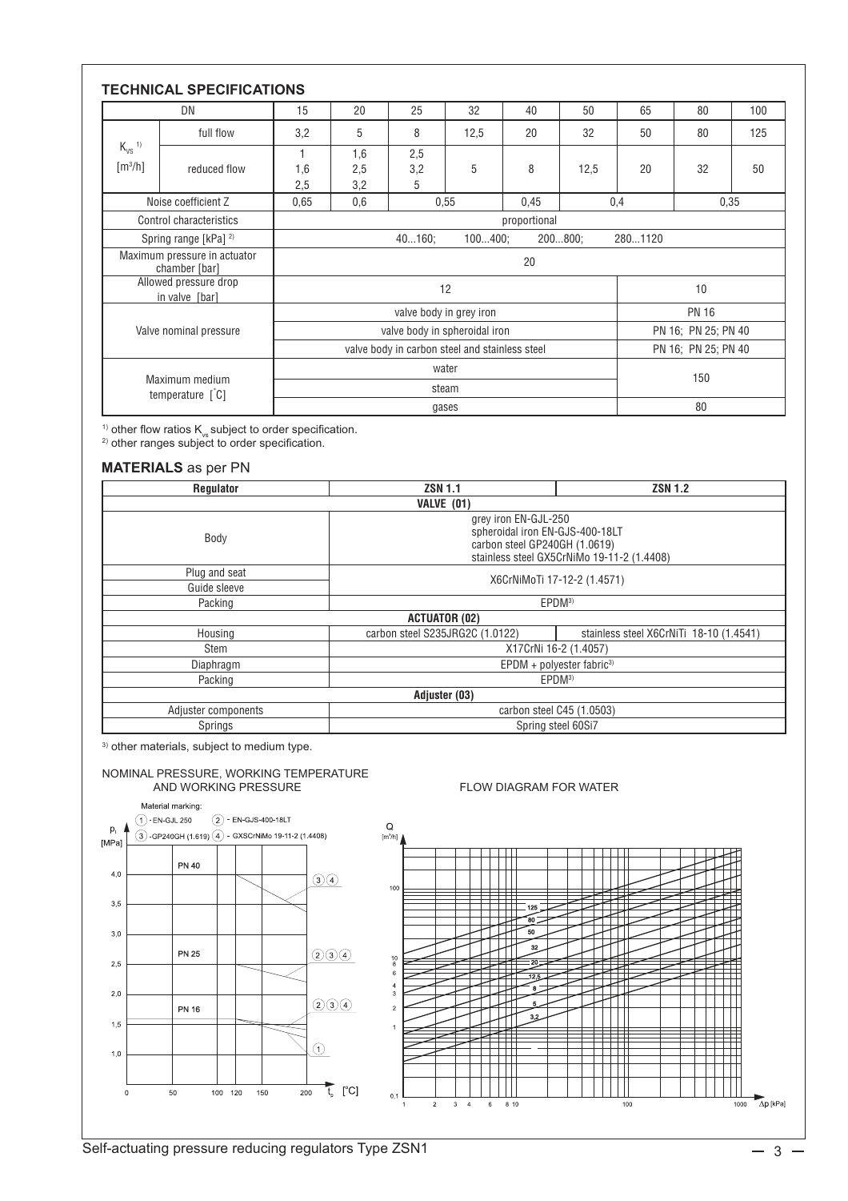## TECHNICAL SPECIFICATIONS

| DN | | 15 | 20 | 25 | 32 | 40 | 50 | 65 | 80 | 100 |
|---|---|---|---|---|---|---|---|---|---|---|
| $K_{VS}$ [1) [$m^3$/h] | full flow | 3,2 | 5 | 8 | 12,5 | 20 | 32 | 50 | 80 | 125 |
| | reduced flow | 1<br>1,6<br>2,5 | 1,6<br>2,5<br>3,2 | 2,5<br>3,2<br>5 | 5 | 8 | 12,5 | 20 | 32 | 50 |
| Noise coefficient Z | | 0,65 | 0,6 | 0,55 | | 0,45 | 0,4 | | 0,35 | |
| Control characteristics | | proportional | | | | | | | | |
| Spring range [kPa] [2) | | 40...160; 100...400; 200...800; 280...1120 | | | | | | | | |
| Maximum pressure in actuator chamber [bar] | | 20 | | | | | | | | |
| Allowed pressure drop in valve [bar] | | 12 | | | | | | 10 | | |
| Valve nominal pressure | | valve body in grey iron | | | | | | PN 16 | | |
| | | valve body in spheroidal iron | | | | | | PN 16; PN 25; PN 40 | | |
| | | valve body in carbon steel and stainless steel | | | | | | PN 16; PN 25; PN 40 | | |
| Maximum medium temperature [˚C] | | water | | | | | | 150 | | |
| | | steam | | | | | | | | |
| | | gases | | | | | | 80 | | |

[1) other flow ratios $K_{vs}$ subject to order specification.
[2) other ranges subject to order specification.

## MATERIALS as per PN

| Regulator | ZSN 1.1 | ZSN 1.2 |
|---|---|---|
| **VALVE (01)** | | |
| Body | grey iron EN-GJL-250<br>spheroidal iron EN-GJS-400-18LT<br>carbon steel GP240GH (1.0619)<br>stainless steel GX5CrNiMo 19-11-2 (1.4408) | |
| Plug and seat<br>Guide sleeve | X6CrNiMoTi 17-12-2 (1.4571) | |
| Packing | EPDM[3) | |
| **ACTUATOR (02)** | | |
| Housing | carbon steel S235JRG2C (1.0122) | stainless steel X6CrNiTi 18-10 (1.4541) |
| Stem | X17CrNi 16-2 (1.4057) | |
| Diaphragm | EPDM + polyester fabric[3) | |
| Packing | EPDM[3) | |
| **Adjuster (03)** | | |
| Adjuster components | carbon steel C45 (1.0503) | |
| Springs | Spring steel 60Si7 | |

[3) other materials, subject to medium type.

NOMINAL PRESSURE, WORKING TEMPERATURE AND WORKING PRESSURE

Material marking: (1) - EN-GJL 250 (2) - EN-GJS-400-18LT (3) - GP240GH (1.619) (4) - GXSCrNiMo 19-11-2 (1.4408)

FLOW DIAGRAM FOR WATER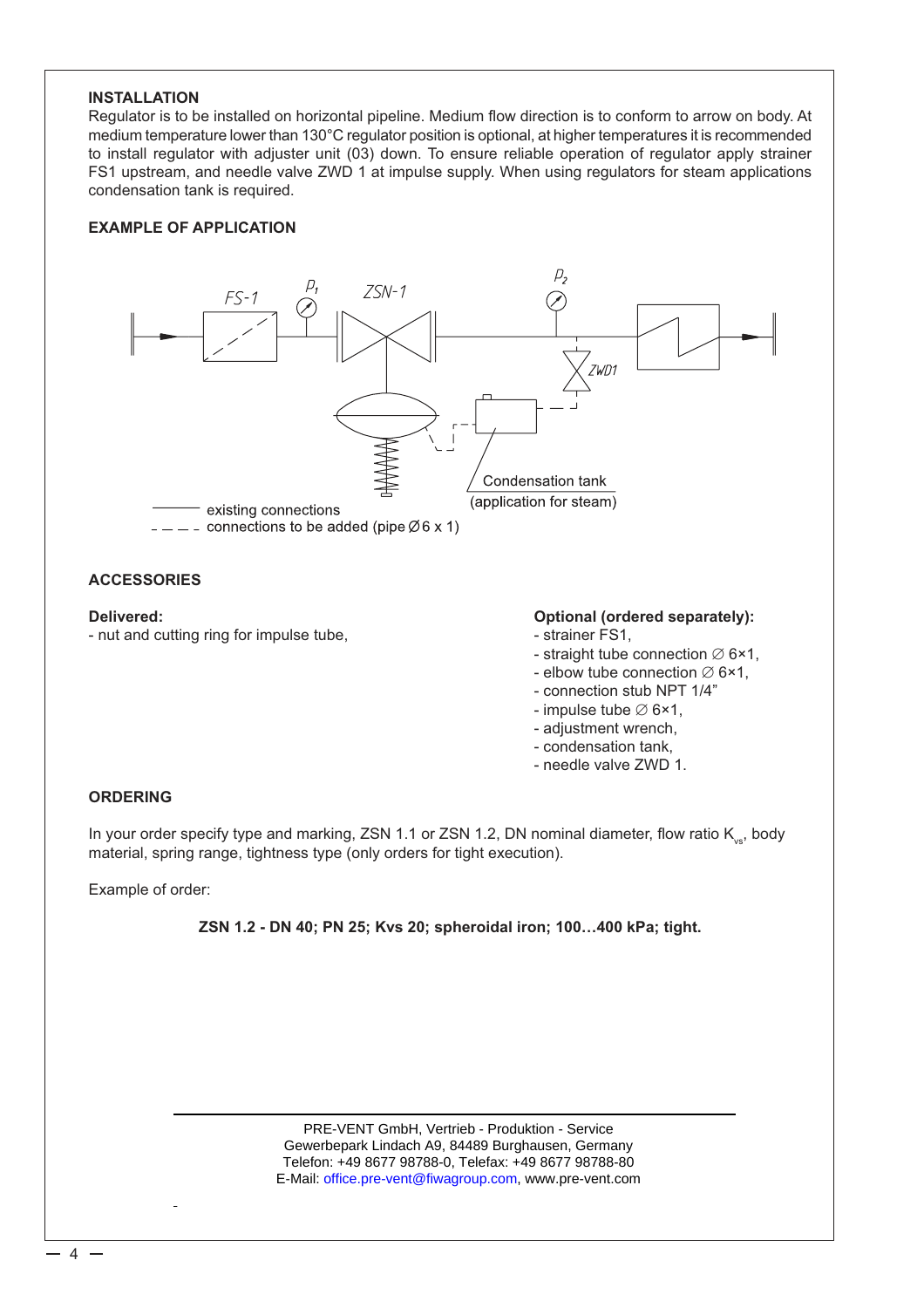## INSTALLATION

Regulator is to be installed on horizontal pipeline. Medium flow direction is to conform to arrow on body. At medium temperature lower than 130°C regulator position is optional, at higher temperatures it is recommended to install regulator with adjuster unit (03) down. To ensure reliable operation of regulator apply strainer FS1 upstream, and needle valve ZWD 1 at impulse supply. When using regulators for steam applications condensation tank is required.

## EXAMPLE OF APPLICATION

FS-1

$p_1$

ZSN-1

$p_2$

ZWD1

Condensation tank (application for steam)

existing connections

connections to be added (pipe ∅6 x 1)

## ACCESSORIES

**Delivered:**

- nut and cutting ring for impulse tube,

**Optional (ordered separately):**

- strainer FS1,
- straight tube connection ∅ 6×1,
- elbow tube connection ∅ 6×1,
- connection stub NPT 1/4"
- impulse tube ∅ 6×1,
- adjustment wrench,
- condensation tank,
- needle valve ZWD 1.

## ORDERING

In your order specify type and marking, ZSN 1.1 or ZSN 1.2, DN nominal diameter, flow ratio $K_{vs}$, body material, spring range, tightness type (only orders for tight execution).

Example of order:

**ZSN 1.2 - DN 40; PN 25; Kvs 20; spheroidal iron; 100…400 kPa; tight.**

PRE-VENT GmbH, Vertrieb - Produktion - Service
Gewerbepark Lindach A9, 84489 Burghausen, Germany
Telefon: +49 8677 98788-0, Telefax: +49 8677 98788-80
E-Mail: office.pre-vent@fiwagroup.com, www.pre-vent.com